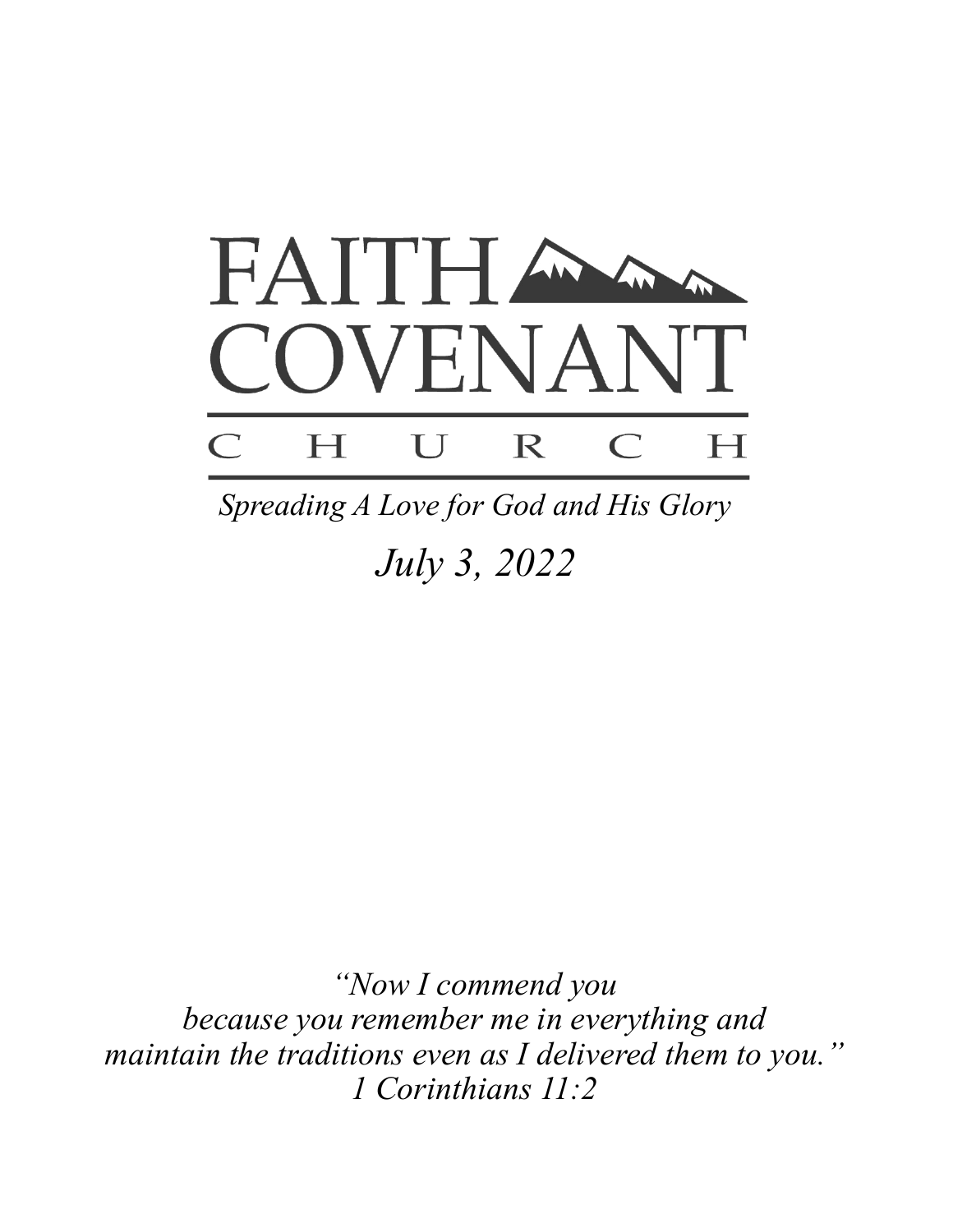# FAITH COVENANT

## C H U R C H

*Spreading A Love for God and His Glory*

*July 3, 2022*

*"Now I commend you*
*because you remember me in everything and*
*maintain the traditions even as I delivered them to you."*
*1 Corinthians 11:2*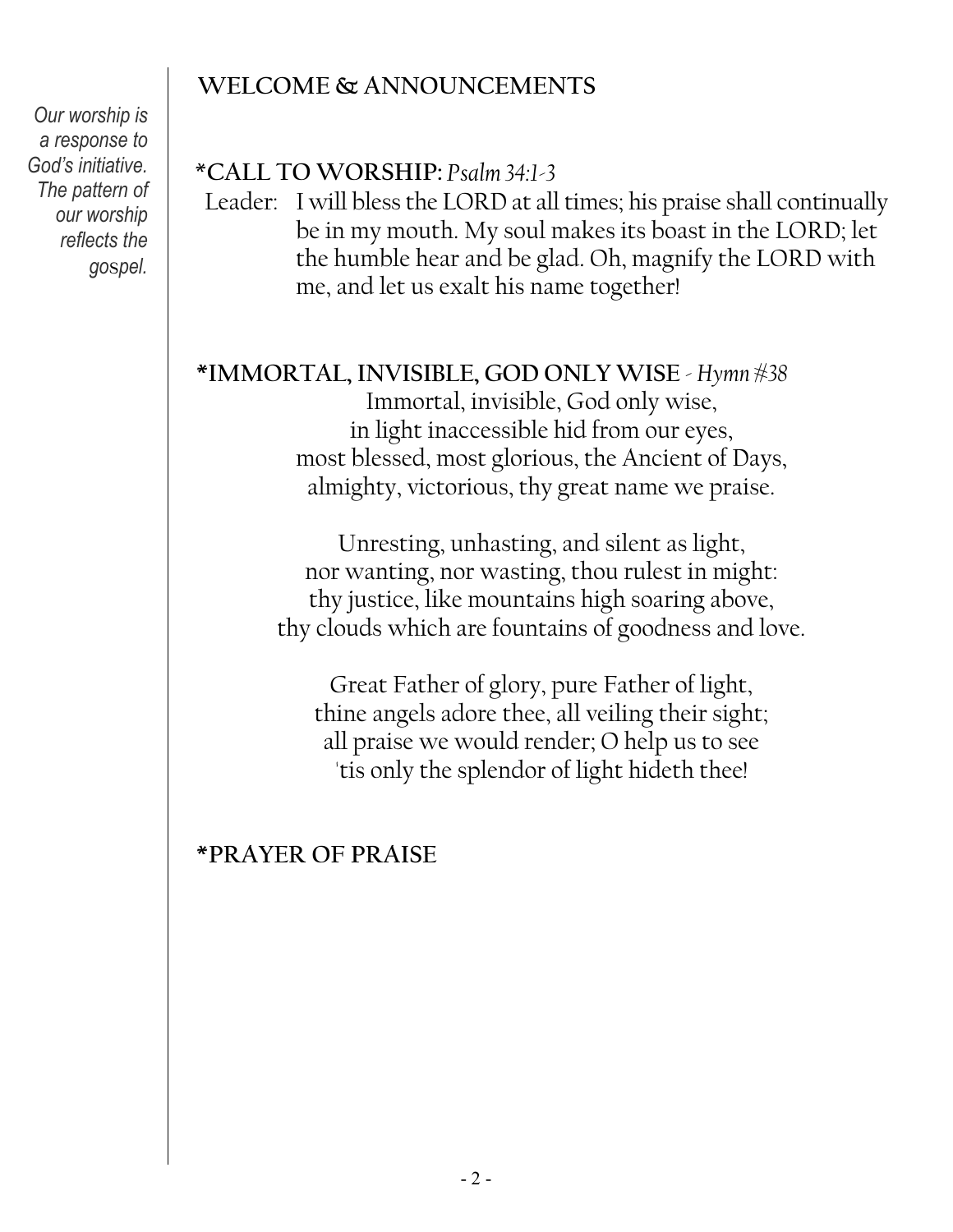*Our worship is a response to God's initiative. The pattern of our worship reflects the gospel.*

## WELCOME & ANNOUNCEMENTS

## *CALL TO WORSHIP: *Psalm 34:1-3*

Leader: I will bless the LORD at all times; his praise shall continually be in my mouth. My soul makes its boast in the LORD; let the humble hear and be glad. Oh, magnify the LORD with me, and let us exalt his name together!

## *IMMORTAL, INVISIBLE, GOD ONLY WISE - *Hymn #38*

Immortal, invisible, God only wise,
in light inaccessible hid from our eyes,
most blessed, most glorious, the Ancient of Days,
almighty, victorious, thy great name we praise.

Unresting, unhasting, and silent as light,
nor wanting, nor wasting, thou rulest in might:
thy justice, like mountains high soaring above,
thy clouds which are fountains of goodness and love.

Great Father of glory, pure Father of light,
thine angels adore thee, all veiling their sight;
all praise we would render; O help us to see
'tis only the splendor of light hideth thee!

## *PRAYER OF PRAISE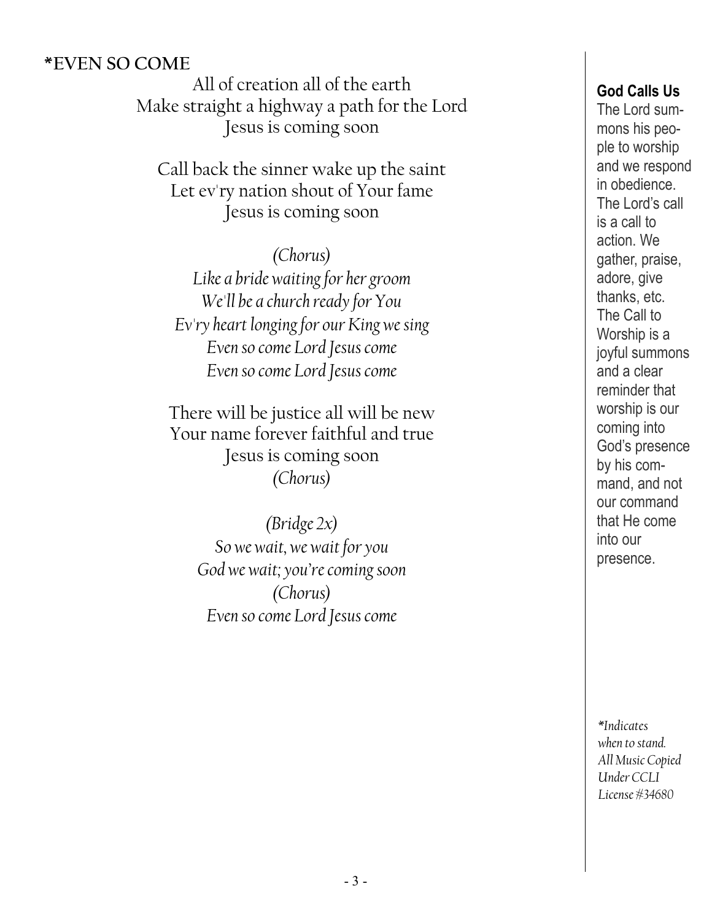**\*EVEN SO COME**

All of creation all of the earth
Make straight a highway a path for the Lord
Jesus is coming soon

Call back the sinner wake up the saint
Let ev'ry nation shout of Your fame
Jesus is coming soon

*(Chorus)*
*Like a bride waiting for her groom*
*We'll be a church ready for You*
*Ev'ry heart longing for our King we sing*
*Even so come Lord Jesus come*
*Even so come Lord Jesus come*

There will be justice all will be new
Your name forever faithful and true
Jesus is coming soon
*(Chorus)*

*(Bridge 2x)*
*So we wait, we wait for you*
*God we wait; you're coming soon*
*(Chorus)*
*Even so come Lord Jesus come*

**God Calls Us**

The Lord summons his people to worship and we respond in obedience. The Lord's call is a call to action. We gather, praise, adore, give thanks, etc. The Call to Worship is a joyful summons and a clear reminder that worship is our coming into God's presence by his command, and not our command that He come into our presence.

*\*Indicates when to stand. All Music Copied Under CCLI License #34680*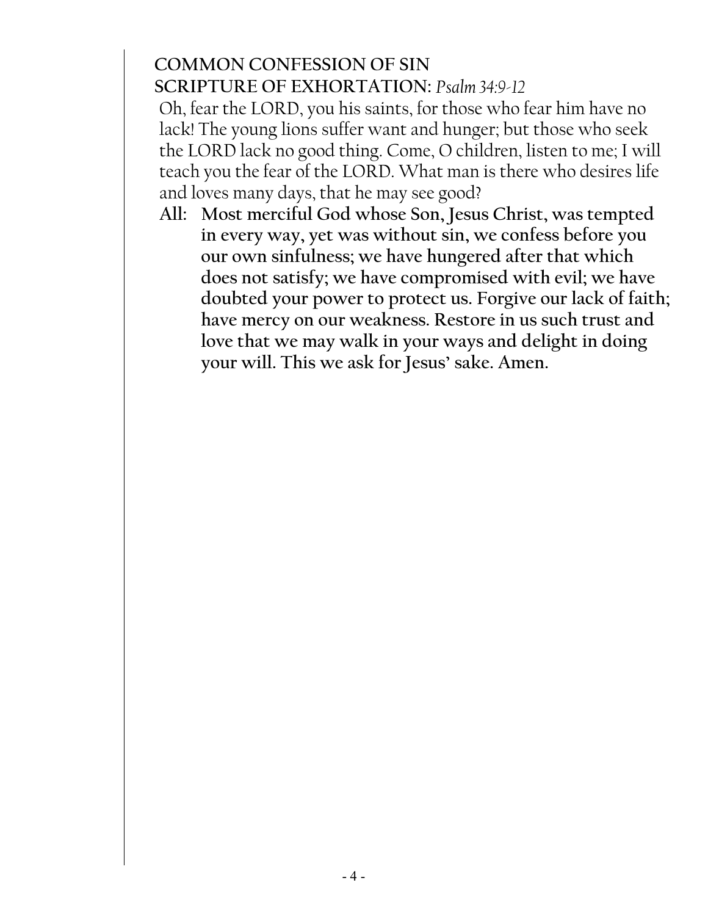**COMMON CONFESSION OF SIN**

**SCRIPTURE OF EXHORTATION:** *Psalm 34:9-12*

Oh, fear the LORD, you his saints, for those who fear him have no lack! The young lions suffer want and hunger; but those who seek the LORD lack no good thing. Come, O children, listen to me; I will teach you the fear of the LORD. What man is there who desires life and loves many days, that he may see good?

**All: Most merciful God whose Son, Jesus Christ, was tempted in every way, yet was without sin, we confess before you our own sinfulness; we have hungered after that which does not satisfy; we have compromised with evil; we have doubted your power to protect us. Forgive our lack of faith; have mercy on our weakness. Restore in us such trust and love that we may walk in your ways and delight in doing your will. This we ask for Jesus' sake. Amen.**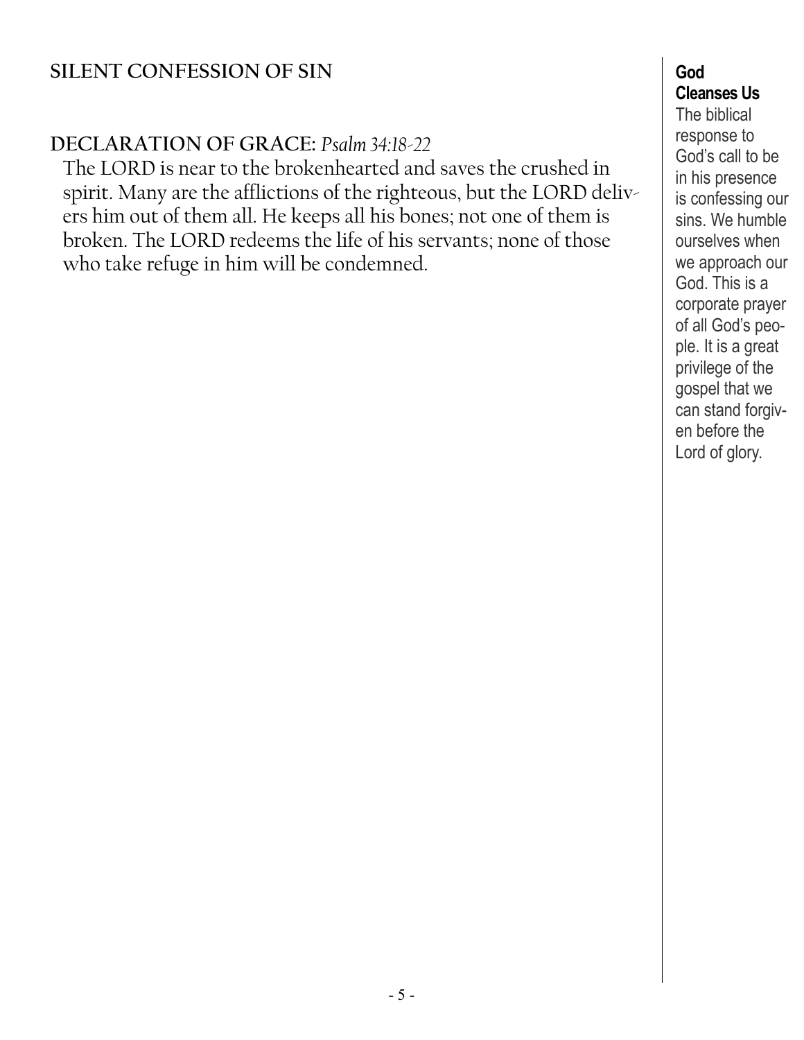## SILENT CONFESSION OF SIN

## DECLARATION OF GRACE: *Psalm 34:18-22*

The LORD is near to the brokenhearted and saves the crushed in spirit. Many are the afflictions of the righteous, but the LORD delivers him out of them all. He keeps all his bones; not one of them is broken. The LORD redeems the life of his servants; none of those who take refuge in him will be condemned.

**God Cleanses Us**

The biblical response to God's call to be in his presence is confessing our sins. We humble ourselves when we approach our God. This is a corporate prayer of all God's people. It is a great privilege of the gospel that we can stand forgiven before the Lord of glory.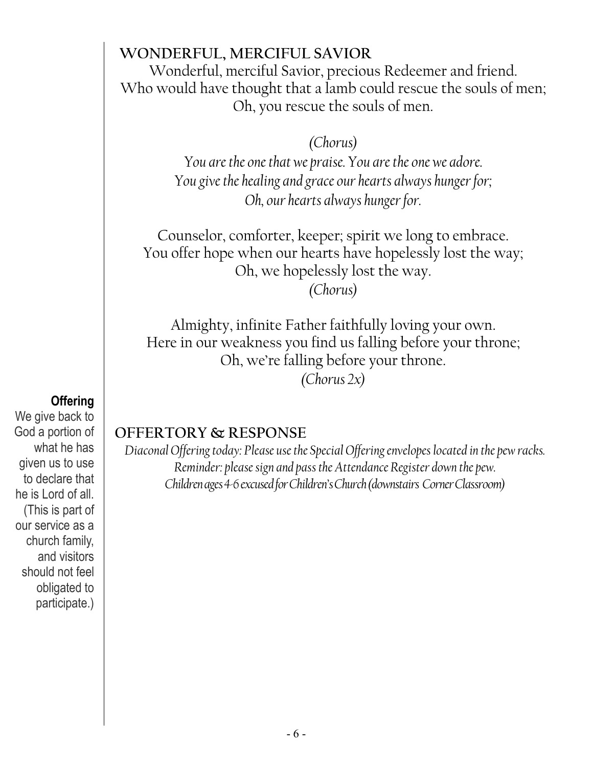## WONDERFUL, MERCIFUL SAVIOR

Wonderful, merciful Savior, precious Redeemer and friend.
Who would have thought that a lamb could rescue the souls of men;
Oh, you rescue the souls of men.

*(Chorus)*
*You are the one that we praise. You are the one we adore.*
*You give the healing and grace our hearts always hunger for;*
*Oh, our hearts always hunger for.*

Counselor, comforter, keeper; spirit we long to embrace.
You offer hope when our hearts have hopelessly lost the way;
Oh, we hopelessly lost the way.
*(Chorus)*

Almighty, infinite Father faithfully loving your own.
Here in our weakness you find us falling before your throne;
Oh, we're falling before your throne.
*(Chorus 2x)*

**Offering**
We give back to God a portion of what he has given us to use to declare that he is Lord of all. (This is part of our service as a church family, and visitors should not feel obligated to participate.)

## OFFERTORY & RESPONSE

*Diaconal Offering today: Please use the Special Offering envelopes located in the pew racks.*
*Reminder: please sign and pass the Attendance Register down the pew.*
*Children ages 4-6 excused for Children's Church (downstairs Corner Classroom)*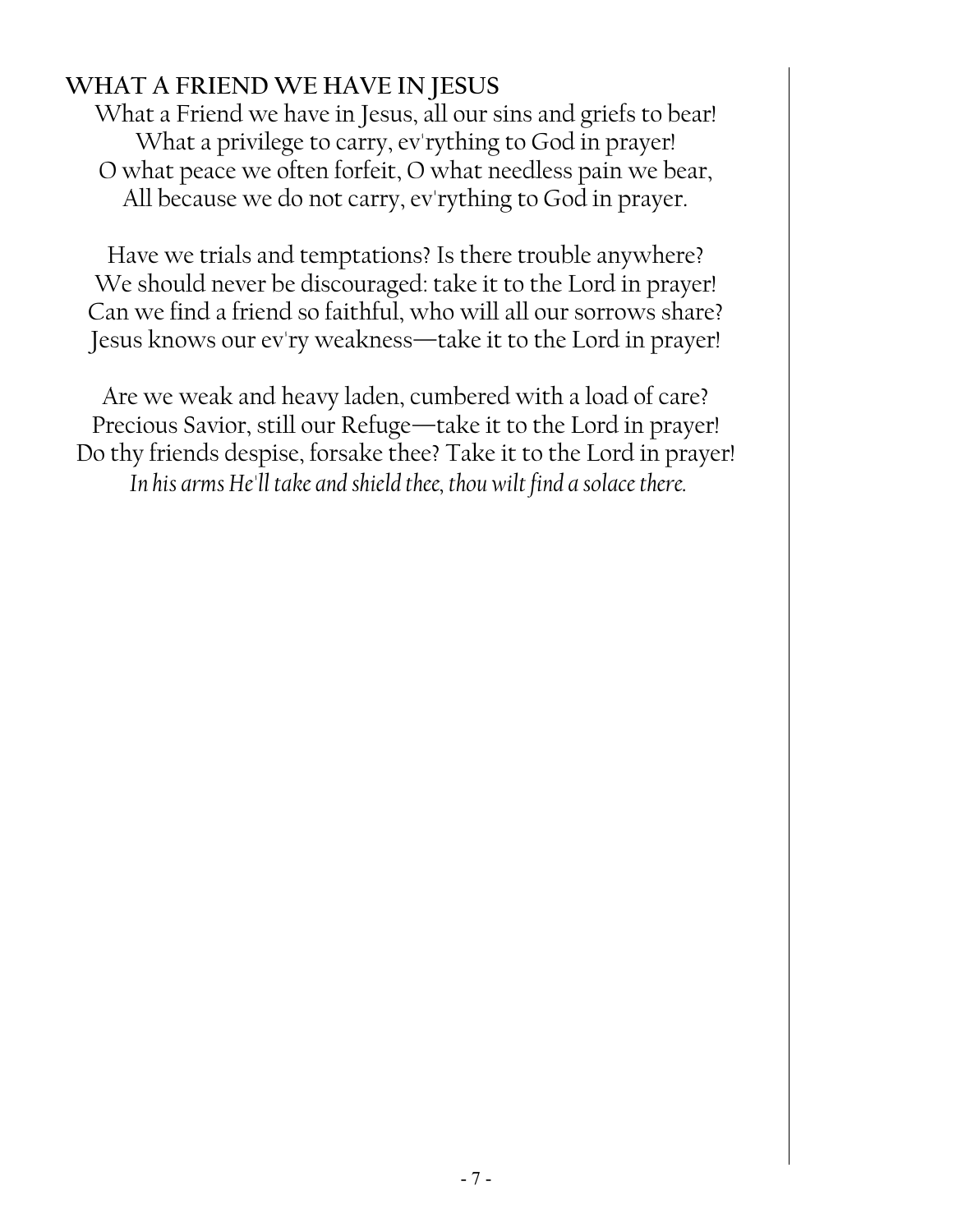## WHAT A FRIEND WE HAVE IN JESUS

What a Friend we have in Jesus, all our sins and griefs to bear!
What a privilege to carry, ev'rything to God in prayer!
O what peace we often forfeit, O what needless pain we bear,
All because we do not carry, ev'rything to God in prayer.

Have we trials and temptations? Is there trouble anywhere?
We should never be discouraged: take it to the Lord in prayer!
Can we find a friend so faithful, who will all our sorrows share?
Jesus knows our ev'ry weakness—take it to the Lord in prayer!

Are we weak and heavy laden, cumbered with a load of care?
Precious Savior, still our Refuge—take it to the Lord in prayer!
Do thy friends despise, forsake thee? Take it to the Lord in prayer!
*In his arms He'll take and shield thee, thou wilt find a solace there.*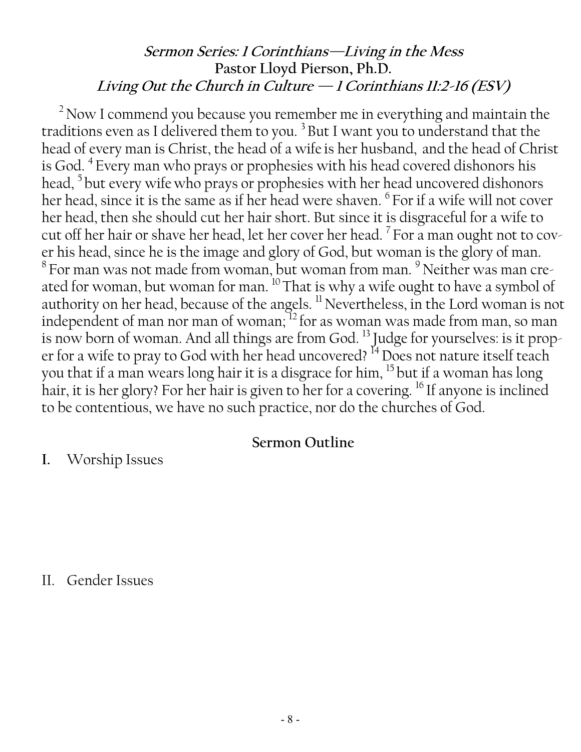### *Sermon Series: 1 Corinthians—Living in the Mess*
### Pastor Lloyd Pierson, Ph.D.
### *Living Out the Church in Culture — 1 Corinthians 11:2-16 (ESV)*

[2] Now I commend you because you remember me in everything and maintain the traditions even as I delivered them to you. [3] But I want you to understand that the head of every man is Christ, the head of a wife is her husband, and the head of Christ is God. [4] Every man who prays or prophesies with his head covered dishonors his head, [5] but every wife who prays or prophesies with her head uncovered dishonors her head, since it is the same as if her head were shaven. [6] For if a wife will not cover her head, then she should cut her hair short. But since it is disgraceful for a wife to cut off her hair or shave her head, let her cover her head. [7] For a man ought not to cover his head, since he is the image and glory of God, but woman is the glory of man. [8] For man was not made from woman, but woman from man. [9] Neither was man created for woman, but woman for man. [10] That is why a wife ought to have a symbol of authority on her head, because of the angels. [11] Nevertheless, in the Lord woman is not independent of man nor man of woman; [12] for as woman was made from man, so man is now born of woman. And all things are from God. [13] Judge for yourselves: is it proper for a wife to pray to God with her head uncovered? [14] Does not nature itself teach you that if a man wears long hair it is a disgrace for him, [15] but if a woman has long hair, it is her glory? For her hair is given to her for a covering. [16] If anyone is inclined to be contentious, we have no such practice, nor do the churches of God.

**Sermon Outline**

I. Worship Issues

II. Gender Issues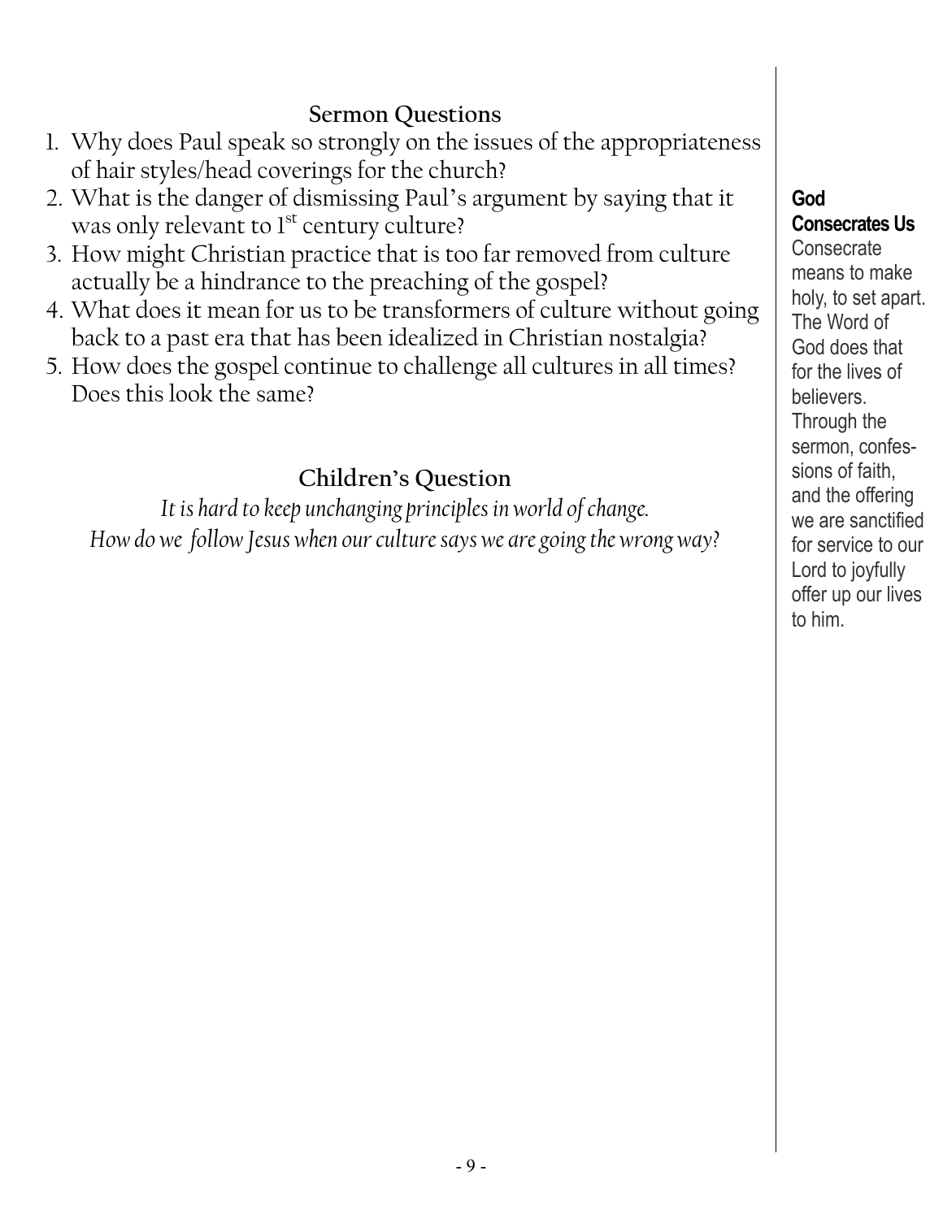## Sermon Questions

1. Why does Paul speak so strongly on the issues of the appropriateness of hair styles/head coverings for the church?
2. What is the danger of dismissing Paul's argument by saying that it was only relevant to 1st century culture?
3. How might Christian practice that is too far removed from culture actually be a hindrance to the preaching of the gospel?
4. What does it mean for us to be transformers of culture without going back to a past era that has been idealized in Christian nostalgia?
5. How does the gospel continue to challenge all cultures in all times? Does this look the same?

## Children's Question

*It is hard to keep unchanging principles in world of change.*
*How do we follow Jesus when our culture says we are going the wrong way?*

**God Consecrates Us**

Consecrate means to make holy, to set apart. The Word of God does that for the lives of believers. Through the sermon, confessions of faith, and the offering we are sanctified for service to our Lord to joyfully offer up our lives to him.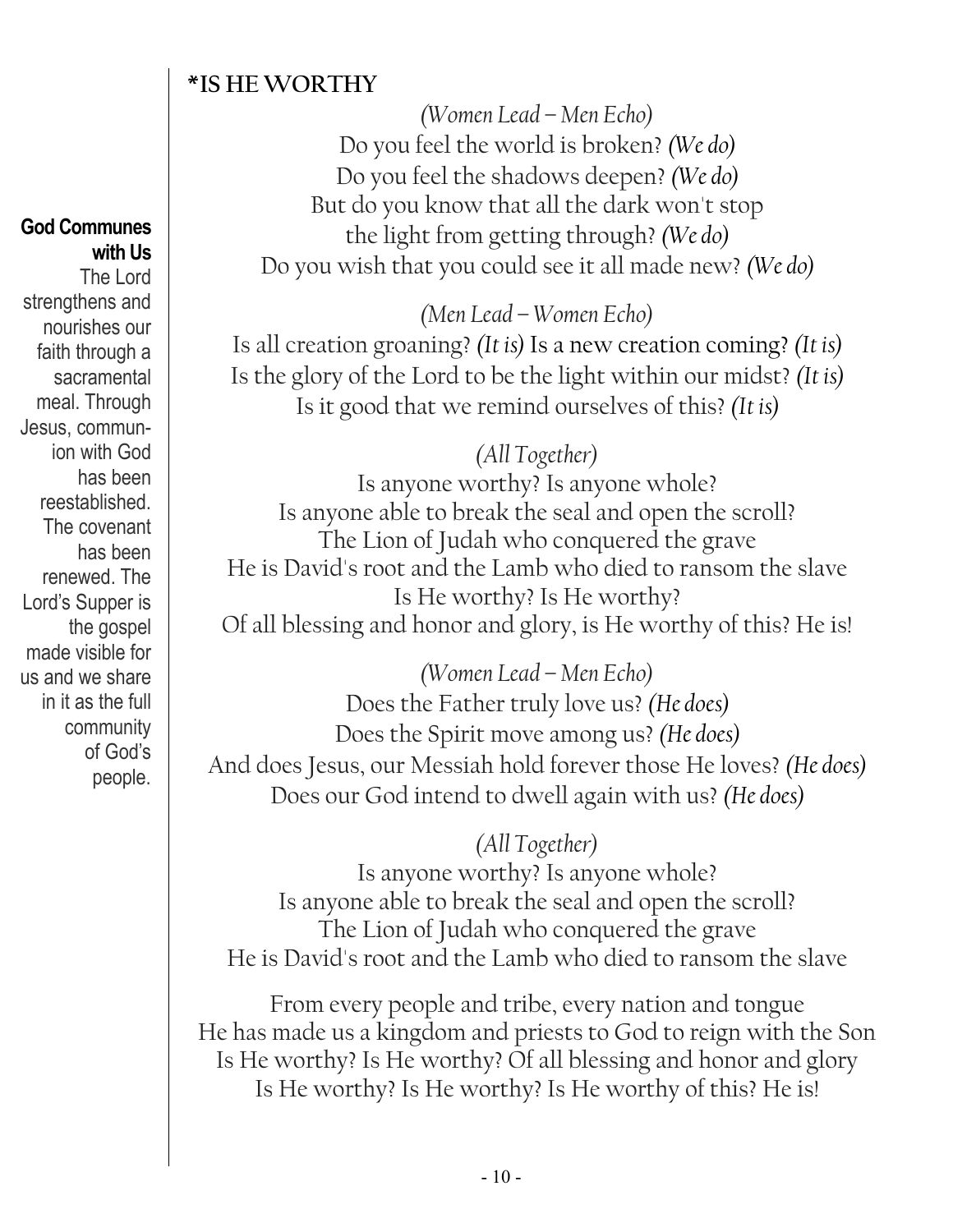**God Communes with Us**
The Lord strengthens and nourishes our faith through a sacramental meal. Through Jesus, communion with God has been reestablished. The covenant has been renewed. The Lord's Supper is the gospel made visible for us and we share in it as the full community of God's people.

## *IS HE WORTHY

*(Women Lead – Men Echo)*
Do you feel the world is broken? *(We do)*
Do you feel the shadows deepen? *(We do)*
But do you know that all the dark won't stop
the light from getting through? *(We do)*
Do you wish that you could see it all made new? *(We do)*

*(Men Lead – Women Echo)*
Is all creation groaning? *(It is)* Is a new creation coming? *(It is)*
Is the glory of the Lord to be the light within our midst? *(It is)*
Is it good that we remind ourselves of this? *(It is)*

*(All Together)*
Is anyone worthy? Is anyone whole?
Is anyone able to break the seal and open the scroll?
The Lion of Judah who conquered the grave
He is David's root and the Lamb who died to ransom the slave
Is He worthy? Is He worthy?
Of all blessing and honor and glory, is He worthy of this? He is!

*(Women Lead – Men Echo)*
Does the Father truly love us? *(He does)*
Does the Spirit move among us? *(He does)*
And does Jesus, our Messiah hold forever those He loves? *(He does)*
Does our God intend to dwell again with us? *(He does)*

*(All Together)*
Is anyone worthy? Is anyone whole?
Is anyone able to break the seal and open the scroll?
The Lion of Judah who conquered the grave
He is David's root and the Lamb who died to ransom the slave

From every people and tribe, every nation and tongue
He has made us a kingdom and priests to God to reign with the Son
Is He worthy? Is He worthy? Of all blessing and honor and glory
Is He worthy? Is He worthy? Is He worthy of this? He is!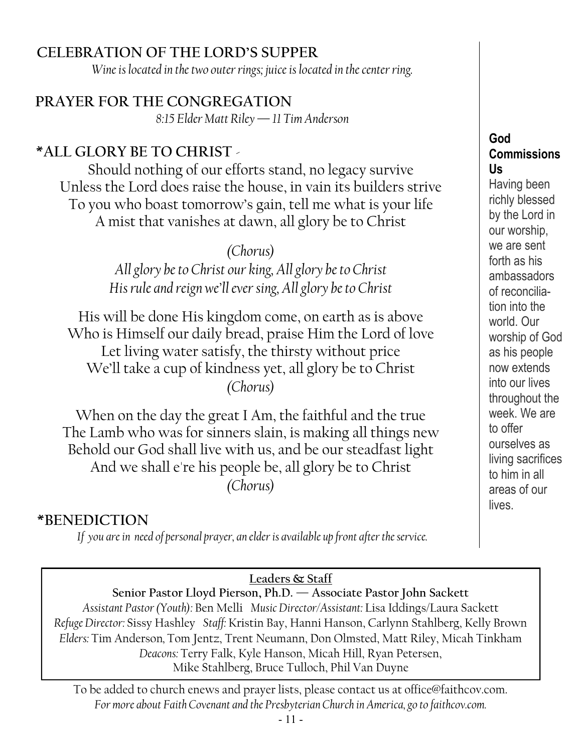## CELEBRATION OF THE LORD'S SUPPER

*Wine is located in the two outer rings; juice is located in the center ring.*

## PRAYER FOR THE CONGREGATION

*8:15 Elder Matt Riley — 11 Tim Anderson*

## *ALL GLORY BE TO CHRIST -

Should nothing of our efforts stand, no legacy survive
Unless the Lord does raise the house, in vain its builders strive
To you who boast tomorrow's gain, tell me what is your life
A mist that vanishes at dawn, all glory be to Christ

*(Chorus)*
*All glory be to Christ our king, All glory be to Christ*
*His rule and reign we'll ever sing, All glory be to Christ*

His will be done His kingdom come, on earth as is above
Who is Himself our daily bread, praise Him the Lord of love
Let living water satisfy, the thirsty without price
We'll take a cup of kindness yet, all glory be to Christ
*(Chorus)*

When on the day the great I Am, the faithful and the true
The Lamb who was for sinners slain, is making all things new
Behold our God shall live with us, and be our steadfast light
And we shall e're his people be, all glory be to Christ
*(Chorus)*

## *BENEDICTION

*If you are in need of personal prayer, an elder is available up front after the service.*

**God Commissions Us**

Having been richly blessed by the Lord in our worship, we are sent forth as his ambassadors of reconciliation into the world. Our worship of God as his people now extends into our lives throughout the week. We are to offer ourselves as living sacrifices to him in all areas of our lives.

**Leaders & Staff**

**Senior Pastor Lloyd Pierson, Ph.D. — Associate Pastor John Sackett**
*Assistant Pastor (Youth):* Ben Melli *Music Director/Assistant:* Lisa Iddings/Laura Sackett
*Refuge Director:* Sissy Hashley *Staff:* Kristin Bay, Hanni Hanson, Carlynn Stahlberg, Kelly Brown
*Elders:* Tim Anderson, Tom Jentz, Trent Neumann, Don Olmsted, Matt Riley, Micah Tinkham
*Deacons:* Terry Falk, Kyle Hanson, Micah Hill, Ryan Petersen, Mike Stahlberg, Bruce Tulloch, Phil Van Duyne

To be added to church enews and prayer lists, please contact us at office@faithcov.com.
*For more about Faith Covenant and the Presbyterian Church in America, go to faithcov.com.*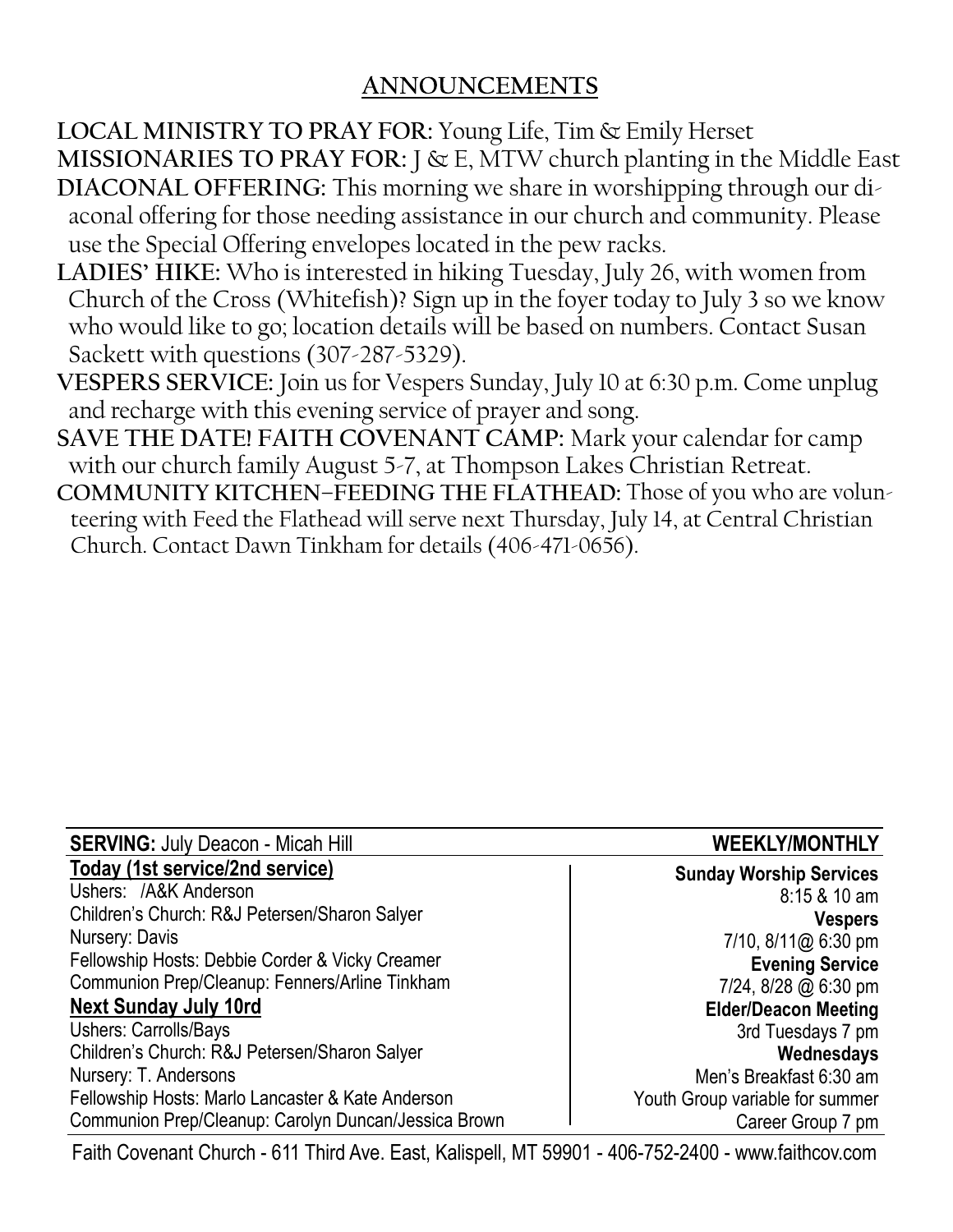## ANNOUNCEMENTS

**LOCAL MINISTRY TO PRAY FOR:** Young Life, Tim & Emily Herset

**MISSIONARIES TO PRAY FOR:** J & E, MTW church planting in the Middle East

**DIACONAL OFFERING:** This morning we share in worshipping through our diaconal offering for those needing assistance in our church and community. Please use the Special Offering envelopes located in the pew racks.

**LADIES' HIKE:** Who is interested in hiking Tuesday, July 26, with women from Church of the Cross (Whitefish)? Sign up in the foyer today to July 3 so we know who would like to go; location details will be based on numbers. Contact Susan Sackett with questions (307-287-5329).

**VESPERS SERVICE:** Join us for Vespers Sunday, July 10 at 6:30 p.m. Come unplug and recharge with this evening service of prayer and song.

**SAVE THE DATE! FAITH COVENANT CAMP:** Mark your calendar for camp with our church family August 5-7, at Thompson Lakes Christian Retreat.

**COMMUNITY KITCHEN—FEEDING THE FLATHEAD:** Those of you who are volunteering with Feed the Flathead will serve next Thursday, July 14, at Central Christian Church. Contact Dawn Tinkham for details (406-471-0656).

**SERVING:** July Deacon - Micah Hill

**Today (1st service/2nd service)**

Ushers: /A&K Anderson
Children's Church: R&J Petersen/Sharon Salyer
Nursery: Davis
Fellowship Hosts: Debbie Corder & Vicky Creamer
Communion Prep/Cleanup: Fenners/Arline Tinkham

**Next Sunday July 10rd**

Ushers: Carrolls/Bays
Children's Church: R&J Petersen/Sharon Salyer
Nursery: T. Andersons
Fellowship Hosts: Marlo Lancaster & Kate Anderson
Communion Prep/Cleanup: Carolyn Duncan/Jessica Brown

**WEEKLY/MONTHLY**

**Sunday Worship Services**
8:15 & 10 am

**Vespers**
7/10, 8/11@ 6:30 pm

**Evening Service**
7/24, 8/28 @ 6:30 pm

**Elder/Deacon Meeting**
3rd Tuesdays 7 pm

**Wednesdays**
Men's Breakfast 6:30 am
Youth Group variable for summer
Career Group 7 pm

Faith Covenant Church - 611 Third Ave. East, Kalispell, MT 59901 - 406-752-2400 - www.faithcov.com